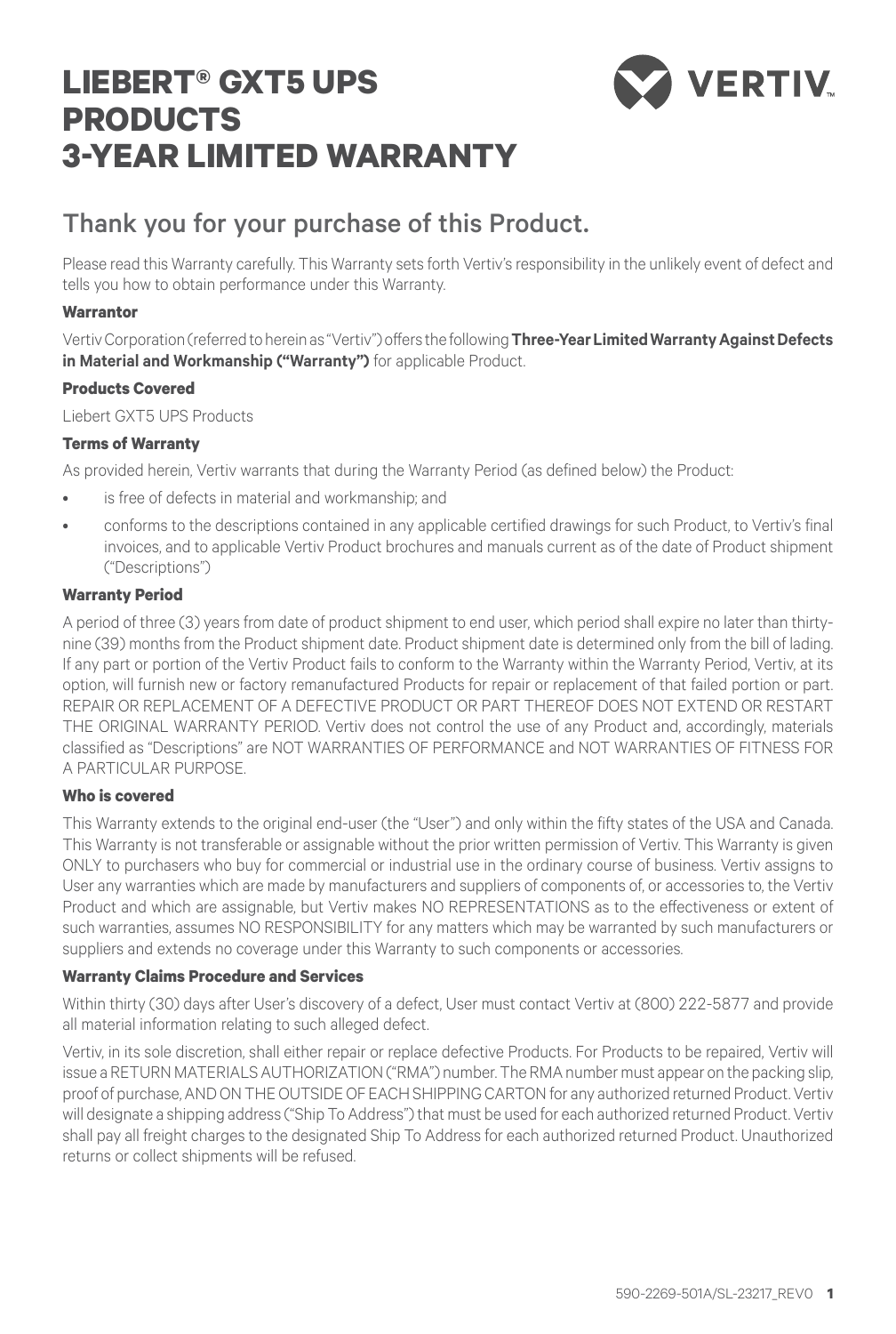# LIEBERT® GXT5 UPS PRODUCTS 3-YEAR LIMITED WARRANTY

VERTIV.

## Thank you for your purchase of this Product.

Please read this Warranty carefully. This Warranty sets forth Vertiv's responsibility in the unlikely event of defect and tells you how to obtain performance under this Warranty.

### Warrantor

Vertiv Corporation (referred to herein as "Vertiv") offers the following **Three-Year Limited Warranty Against Defects in Material and Workmanship ("Warranty")** for applicable Product.

### Products Covered

Liebert GXT5 UPS Products

### Terms of Warranty

As provided herein, Vertiv warrants that during the Warranty Period (as defined below) the Product:

- is free of defects in material and workmanship; and
- conforms to the descriptions contained in any applicable certified drawings for such Product, to Vertiv's final invoices, and to applicable Vertiv Product brochures and manuals current as of the date of Product shipment ("Descriptions")

### Warranty Period

A period of three (3) years from date of product shipment to end user, which period shall expire no later than thirty-nine (39) months from the Product shipment date. Product shipment date is determined only from the bill of lading. If any part or portion of the Vertiv Product fails to conform to the Warranty within the Warranty Period, Vertiv, at its option, will furnish new or factory remanufactured Products for repair or replacement of that failed portion or part. REPAIR OR REPLACEMENT OF A DEFECTIVE PRODUCT OR PART THEREOF DOES NOT EXTEND OR RESTART THE ORIGINAL WARRANTY PERIOD. Vertiv does not control the use of any Product and, accordingly, materials classified as "Descriptions" are NOT WARRANTIES OF PERFORMANCE and NOT WARRANTIES OF FITNESS FOR A PARTICULAR PURPOSE.

### Who is covered

This Warranty extends to the original end-user (the "User") and only within the fifty states of the USA and Canada. This Warranty is not transferable or assignable without the prior written permission of Vertiv. This Warranty is given ONLY to purchasers who buy for commercial or industrial use in the ordinary course of business. Vertiv assigns to User any warranties which are made by manufacturers and suppliers of components of, or accessories to, the Vertiv Product and which are assignable, but Vertiv makes NO REPRESENTATIONS as to the effectiveness or extent of such warranties, assumes NO RESPONSIBILITY for any matters which may be warranted by such manufacturers or suppliers and extends no coverage under this Warranty to such components or accessories.

### Warranty Claims Procedure and Services

Within thirty (30) days after User's discovery of a defect, User must contact Vertiv at (800) 222-5877 and provide all material information relating to such alleged defect.

Vertiv, in its sole discretion, shall either repair or replace defective Products. For Products to be repaired, Vertiv will issue a RETURN MATERIALS AUTHORIZATION ("RMA") number. The RMA number must appear on the packing slip, proof of purchase, AND ON THE OUTSIDE OF EACH SHIPPING CARTON for any authorized returned Product. Vertiv will designate a shipping address ("Ship To Address") that must be used for each authorized returned Product. Vertiv shall pay all freight charges to the designated Ship To Address for each authorized returned Product. Unauthorized returns or collect shipments will be refused.

590-2269-501A/SL-23217_REV0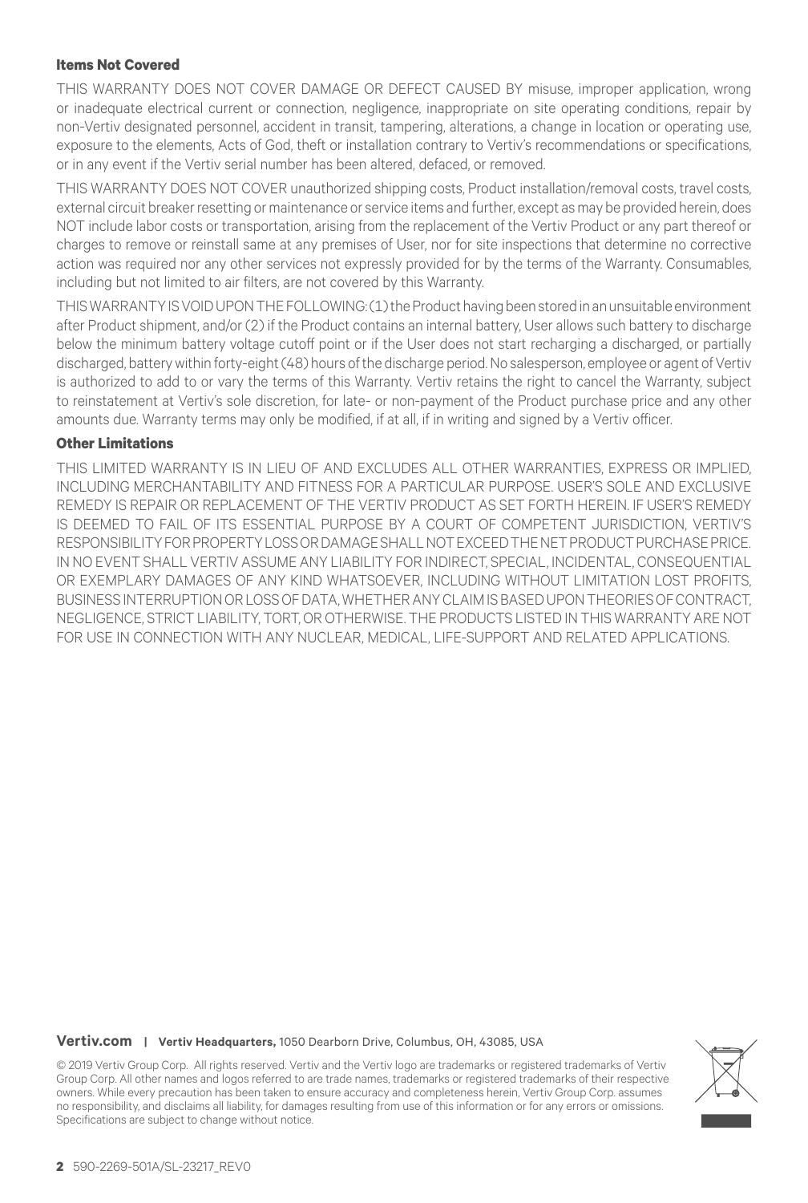### Items Not Covered

THIS WARRANTY DOES NOT COVER DAMAGE OR DEFECT CAUSED BY misuse, improper application, wrong or inadequate electrical current or connection, negligence, inappropriate on site operating conditions, repair by non-Vertiv designated personnel, accident in transit, tampering, alterations, a change in location or operating use, exposure to the elements, Acts of God, theft or installation contrary to Vertiv's recommendations or specifications, or in any event if the Vertiv serial number has been altered, defaced, or removed.

THIS WARRANTY DOES NOT COVER unauthorized shipping costs, Product installation/removal costs, travel costs, external circuit breaker resetting or maintenance or service items and further, except as may be provided herein, does NOT include labor costs or transportation, arising from the replacement of the Vertiv Product or any part thereof or charges to remove or reinstall same at any premises of User, nor for site inspections that determine no corrective action was required nor any other services not expressly provided for by the terms of the Warranty. Consumables, including but not limited to air filters, are not covered by this Warranty.

THIS WARRANTY IS VOID UPON THE FOLLOWING: (1) the Product having been stored in an unsuitable environment after Product shipment, and/or (2) if the Product contains an internal battery, User allows such battery to discharge below the minimum battery voltage cutoff point or if the User does not start recharging a discharged, or partially discharged, battery within forty-eight (48) hours of the discharge period. No salesperson, employee or agent of Vertiv is authorized to add to or vary the terms of this Warranty. Vertiv retains the right to cancel the Warranty, subject to reinstatement at Vertiv's sole discretion, for late- or non-payment of the Product purchase price and any other amounts due. Warranty terms may only be modified, if at all, if in writing and signed by a Vertiv officer.

### Other Limitations

THIS LIMITED WARRANTY IS IN LIEU OF AND EXCLUDES ALL OTHER WARRANTIES, EXPRESS OR IMPLIED, INCLUDING MERCHANTABILITY AND FITNESS FOR A PARTICULAR PURPOSE. USER'S SOLE AND EXCLUSIVE REMEDY IS REPAIR OR REPLACEMENT OF THE VERTIV PRODUCT AS SET FORTH HEREIN. IF USER'S REMEDY IS DEEMED TO FAIL OF ITS ESSENTIAL PURPOSE BY A COURT OF COMPETENT JURISDICTION, VERTIV'S RESPONSIBILITY FOR PROPERTY LOSS OR DAMAGE SHALL NOT EXCEED THE NET PRODUCT PURCHASE PRICE. IN NO EVENT SHALL VERTIV ASSUME ANY LIABILITY FOR INDIRECT, SPECIAL, INCIDENTAL, CONSEQUENTIAL OR EXEMPLARY DAMAGES OF ANY KIND WHATSOEVER, INCLUDING WITHOUT LIMITATION LOST PROFITS, BUSINESS INTERRUPTION OR LOSS OF DATA, WHETHER ANY CLAIM IS BASED UPON THEORIES OF CONTRACT, NEGLIGENCE, STRICT LIABILITY, TORT, OR OTHERWISE. THE PRODUCTS LISTED IN THIS WARRANTY ARE NOT FOR USE IN CONNECTION WITH ANY NUCLEAR, MEDICAL, LIFE-SUPPORT AND RELATED APPLICATIONS.

**Vertiv.com** | **Vertiv Headquarters,** 1050 Dearborn Drive, Columbus, OH, 43085, USA

© 2019 Vertiv Group Corp. All rights reserved. Vertiv and the Vertiv logo are trademarks or registered trademarks of Vertiv Group Corp. All other names and logos referred to are trade names, trademarks or registered trademarks of their respective owners. While every precaution has been taken to ensure accuracy and completeness herein, Vertiv Group Corp. assumes no responsibility, and disclaims all liability, for damages resulting from use of this information or for any errors or omissions. Specifications are subject to change without notice.

590-2269-501A/SL-23217_REV0